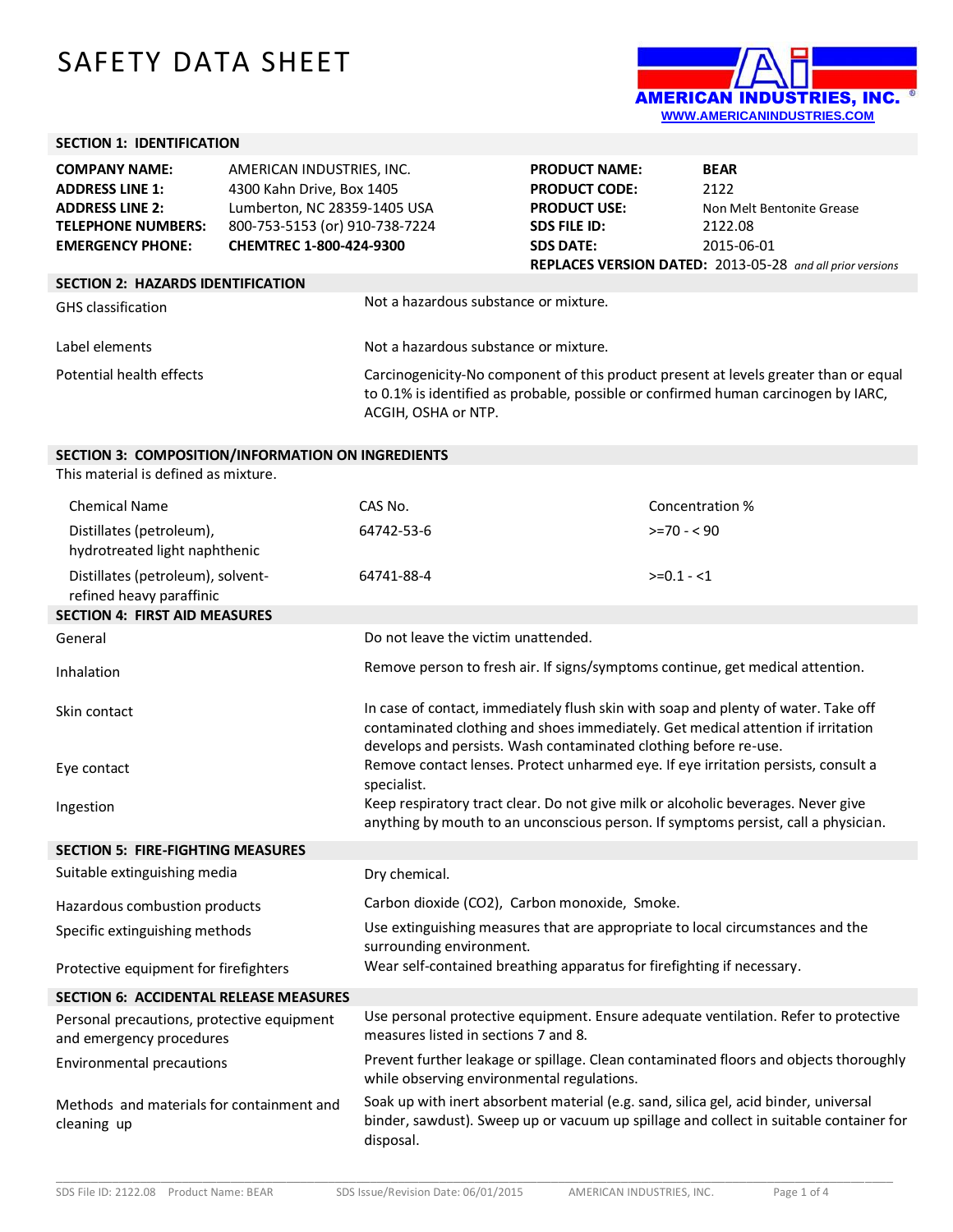# SAFETY DATA SHEET

AMERICAN INDUSTRIES, INC.
WWW.AMERICANINDUSTRIES.COM

## SECTION 1: IDENTIFICATION

| | | | |
|---|---|---|---|
| **COMPANY NAME:** | AMERICAN INDUSTRIES, INC. | **PRODUCT NAME:** | **BEAR** |
| **ADDRESS LINE 1:** | 4300 Kahn Drive, Box 1405 | **PRODUCT CODE:** | 2122 |
| **ADDRESS LINE 2:** | Lumberton, NC 28359-1405 USA | **PRODUCT USE:** | Non Melt Bentonite Grease |
| **TELEPHONE NUMBERS:** | 800-753-5153 (or) 910-738-7224 | **SDS FILE ID:** | 2122.08 |
| **EMERGENCY PHONE:** | **CHEMTREC 1-800-424-9300** | **SDS DATE:** | 2015-06-01 |

**REPLACES VERSION DATED:** 2013-05-28 *and all prior versions*

## SECTION 2: HAZARDS IDENTIFICATION

| | |
|---|---|
| GHS classification | Not a hazardous substance or mixture. |
| Label elements | Not a hazardous substance or mixture. |
| Potential health effects | Carcinogenicity-No component of this product present at levels greater than or equal to 0.1% is identified as probable, possible or confirmed human carcinogen by IARC, ACGIH, OSHA or NTP. |

## SECTION 3: COMPOSITION/INFORMATION ON INGREDIENTS

This material is defined as mixture.

| Chemical Name | CAS No. | Concentration % |
|---|---|---|
| Distillates (petroleum), hydrotreated light naphthenic | 64742-53-6 | >=70 - < 90 |
| Distillates (petroleum), solvent-refined heavy paraffinic | 64741-88-4 | >=0.1 - <1 |

## SECTION 4: FIRST AID MEASURES

| | |
|---|---|
| General | Do not leave the victim unattended. |
| Inhalation | Remove person to fresh air. If signs/symptoms continue, get medical attention. |
| Skin contact | In case of contact, immediately flush skin with soap and plenty of water. Take off contaminated clothing and shoes immediately. Get medical attention if irritation develops and persists. Wash contaminated clothing before re-use. |
| Eye contact | Remove contact lenses. Protect unharmed eye. If eye irritation persists, consult a specialist. |
| Ingestion | Keep respiratory tract clear. Do not give milk or alcoholic beverages. Never give anything by mouth to an unconscious person. If symptoms persist, call a physician. |

## SECTION 5: FIRE-FIGHTING MEASURES

| | |
|---|---|
| Suitable extinguishing media | Dry chemical. |
| Hazardous combustion products | Carbon dioxide ($CO_2$), Carbon monoxide, Smoke. |
| Specific extinguishing methods | Use extinguishing measures that are appropriate to local circumstances and the surrounding environment. |
| Protective equipment for firefighters | Wear self-contained breathing apparatus for firefighting if necessary. |

## SECTION 6: ACCIDENTAL RELEASE MEASURES

| | |
|---|---|
| Personal precautions, protective equipment and emergency procedures | Use personal protective equipment. Ensure adequate ventilation. Refer to protective measures listed in sections 7 and 8. |
| Environmental precautions | Prevent further leakage or spillage. Clean contaminated floors and objects thoroughly while observing environmental regulations. |
| Methods and materials for containment and cleaning up | Soak up with inert absorbent material (e.g. sand, silica gel, acid binder, universal binder, sawdust). Sweep up or vacuum up spillage and collect in suitable container for disposal. |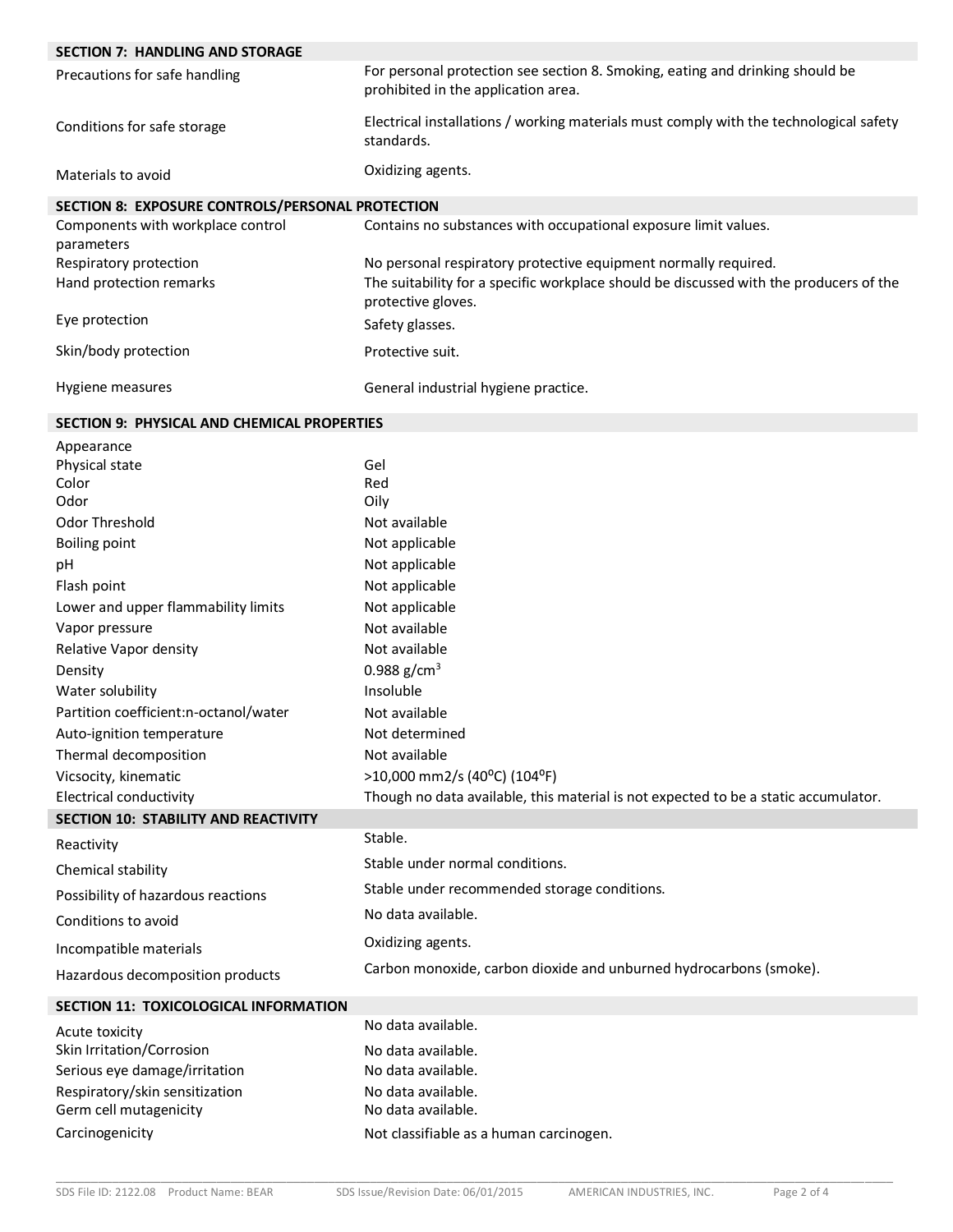## SECTION 7: HANDLING AND STORAGE

| | |
|---|---|
| Precautions for safe handling | For personal protection see section 8. Smoking, eating and drinking should be prohibited in the application area. |
| Conditions for safe storage | Electrical installations / working materials must comply with the technological safety standards. |
| Materials to avoid | Oxidizing agents. |

## SECTION 8: EXPOSURE CONTROLS/PERSONAL PROTECTION

| | |
|---|---|
| Components with workplace control parameters | Contains no substances with occupational exposure limit values. |
| Respiratory protection | No personal respiratory protective equipment normally required. |
| Hand protection remarks | The suitability for a specific workplace should be discussed with the producers of the protective gloves. |
| Eye protection | Safety glasses. |
| Skin/body protection | Protective suit. |
| Hygiene measures | General industrial hygiene practice. |

## SECTION 9: PHYSICAL AND CHEMICAL PROPERTIES

| | |
|---|---|
| Appearance | |
| Physical state | Gel |
| Color | Red |
| Odor | Oily |
| Odor Threshold | Not available |
| Boiling point | Not applicable |
| pH | Not applicable |
| Flash point | Not applicable |
| Lower and upper flammability limits | Not applicable |
| Vapor pressure | Not available |
| Relative Vapor density | Not available |
| Density | 0.988 g/cm$^3$ |
| Water solubility | Insoluble |
| Partition coefficient:n-octanol/water | Not available |
| Auto-ignition temperature | Not determined |
| Thermal decomposition | Not available |
| Vicscocity, kinematic | >10,000 mm2/s (40$^o$C) (104$^o$F) |
| Electrical conductivity | Though no data available, this material is not expected to be a static accumulator. |

## SECTION 10: STABILITY AND REACTIVITY

| | |
|---|---|
| Reactivity | Stable. |
| Chemical stability | Stable under normal conditions. |
| Possibility of hazardous reactions | Stable under recommended storage conditions. |
| Conditions to avoid | No data available. |
| Incompatible materials | Oxidizing agents. |
| Hazardous decomposition products | Carbon monoxide, carbon dioxide and unburned hydrocarbons (smoke). |

## SECTION 11: TOXICOLOGICAL INFORMATION

| | |
|---|---|
| Acute toxicity | No data available. |
| Skin Irritation/Corrosion | No data available. |
| Serious eye damage/irritation | No data available. |
| Respiratory/skin sensitization | No data available. |
| Germ cell mutagenicity | No data available. |
| Carcinogenicity | Not classifiable as a human carcinogen. |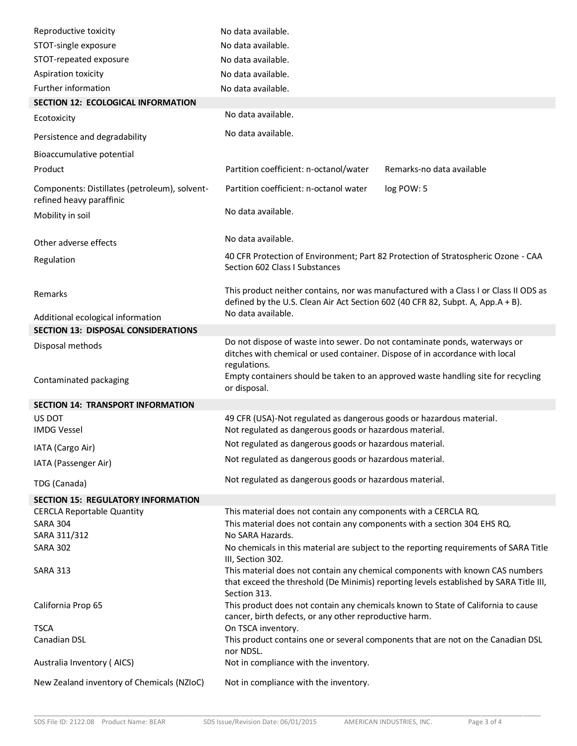| | |
|---|---|
| Reproductive toxicity | No data available. |
| STOT-single exposure | No data available. |
| STOT-repeated exposure | No data available. |
| Aspiration toxicity | No data available. |
| Further information | No data available. |

## SECTION 12: ECOLOGICAL INFORMATION

| | | |
|---|---|---|
| Ecotoxicity | No data available. | |
| Persistence and degradability | No data available. | |
| Bioaccumulative potential | | |
| Product | Partition coefficient: n-octanol/water | Remarks-no data available |
| Components: Distillates (petroleum), solvent-refined heavy paraffinic | Partition coefficient: n-octanol water | log POW: 5 |
| Mobility in soil | No data available. | |
| Other adverse effects | No data available. | |
| Regulation | 40 CFR Protection of Environment; Part 82 Protection of Stratospheric Ozone - CAA Section 602 Class I Substances | |
| Remarks | This product neither contains, nor was manufactured with a Class I or Class II ODS as defined by the U.S. Clean Air Act Section 602 (40 CFR 82, Subpt. A, App.A + B). | |
| Additional ecological information | No data available. | |

## SECTION 13: DISPOSAL CONSIDERATIONS

| | |
|---|---|
| Disposal methods | Do not dispose of waste into sewer. Do not contaminate ponds, waterways or ditches with chemical or used container. Dispose of in accordance with local regulations. |
| Contaminated packaging | Empty containers should be taken to an approved waste handling site for recycling or disposal. |

## SECTION 14: TRANSPORT INFORMATION

| | |
|---|---|
| US DOT | 49 CFR (USA)-Not regulated as dangerous goods or hazardous material. |
| IMDG Vessel | Not regulated as dangerous goods or hazardous material. |
| IATA (Cargo Air) | Not regulated as dangerous goods or hazardous material. |
| IATA (Passenger Air) | Not regulated as dangerous goods or hazardous material. |
| TDG (Canada) | Not regulated as dangerous goods or hazardous material. |

## SECTION 15: REGULATORY INFORMATION

| | |
|---|---|
| CERCLA Reportable Quantity | This material does not contain any components with a CERCLA RQ. |
| SARA 304 | This material does not contain any components with a section 304 EHS RQ. |
| SARA 311/312 | No SARA Hazards. |
| SARA 302 | No chemicals in this material are subject to the reporting requirements of SARA Title III, Section 302. |
| SARA 313 | This material does not contain any chemical components with known CAS numbers that exceed the threshold (De Minimis) reporting levels established by SARA Title III, Section 313. |
| California Prop 65 | This product does not contain any chemicals known to State of California to cause cancer, birth defects, or any other reproductive harm. |
| TSCA | On TSCA inventory. |
| Canadian DSL | This product contains one or several components that are not on the Canadian DSL nor NDSL. |
| Australia Inventory ( AICS) | Not in compliance with the inventory. |
| New Zealand inventory of Chemicals (NZIoC) | Not in compliance with the inventory. |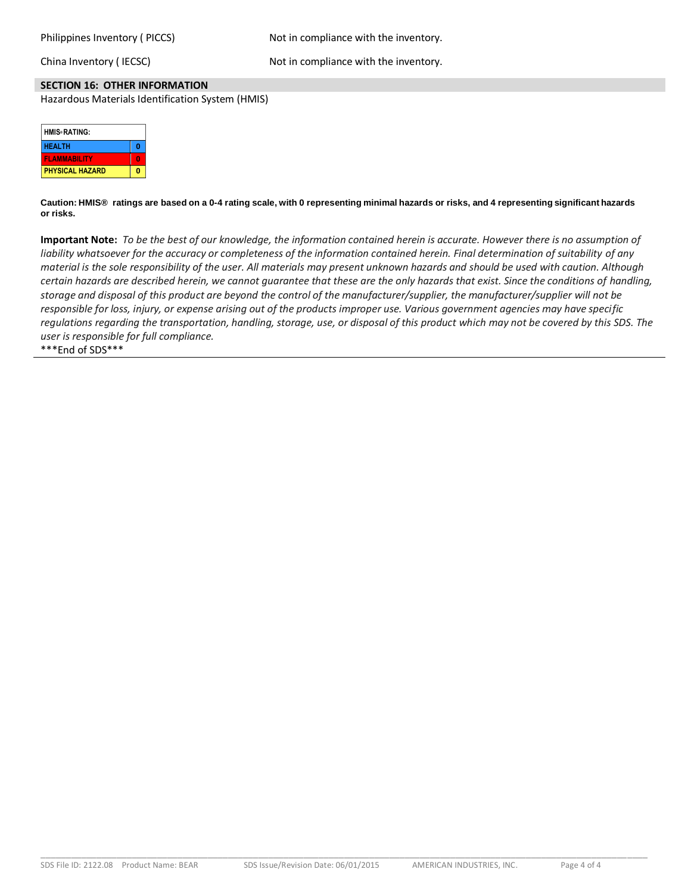| | |
|---|---|
| Philippines Inventory ( PICCS) | Not in compliance with the inventory. |
| China Inventory ( IECSC) | Not in compliance with the inventory. |

## SECTION 16: OTHER INFORMATION

Hazardous Materials Identification System (HMIS)

| HMIS® RATING: | |
|---|---|
| HEALTH | 0 |
| FLAMMABILITY | 0 |
| PHYSICAL HAZARD | 0 |

**Caution: HMIS® ratings are based on a 0-4 rating scale, with 0 representing minimal hazards or risks, and 4 representing significant hazards or risks.**

**Important Note:** *To be the best of our knowledge, the information contained herein is accurate. However there is no assumption of liability whatsoever for the accuracy or completeness of the information contained herein. Final determination of suitability of any material is the sole responsibility of the user. All materials may present unknown hazards and should be used with caution. Although certain hazards are described herein, we cannot guarantee that these are the only hazards that exist. Since the conditions of handling, storage and disposal of this product are beyond the control of the manufacturer/supplier, the manufacturer/supplier will not be responsible for loss, injury, or expense arising out of the products improper use. Various government agencies may have specific regulations regarding the transportation, handling, storage, use, or disposal of this product which may not be covered by this SDS. The user is responsible for full compliance.*

***End of SDS***